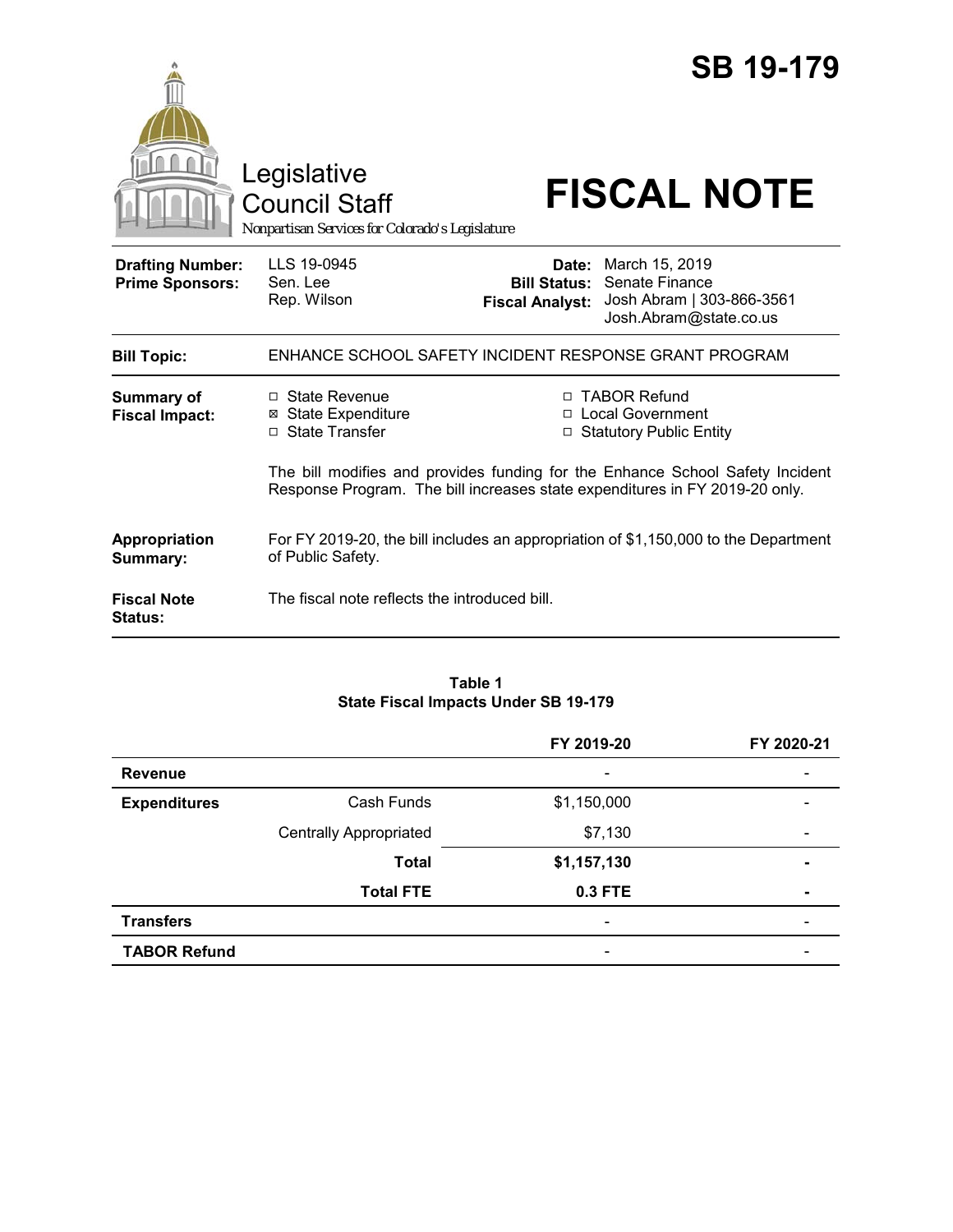# SB 19-179

Legislative Council Staff

*Nonpartisan Services for Colorado's Legislature*

# FISCAL NOTE

| | | | |
|---|---|---|---|
| **Drafting Number:** | LLS 19-0945 | **Date:** | March 15, 2019 |
| **Prime Sponsors:** | Sen. Lee<br>Rep. Wilson | **Bill Status:** | Senate Finance |
| | | **Fiscal Analyst:** | Josh Abram \| 303-866-3561<br>Josh.Abram@state.co.us |

| | |
|---|---|
| **Bill Topic:** | ENHANCE SCHOOL SAFETY INCIDENT RESPONSE GRANT PROGRAM |
| **Summary of Fiscal Impact:** | ☐ State Revenue<br>☒ State Expenditure<br>☐ State Transfer<br>☐ TABOR Refund<br>☐ Local Government<br>☐ Statutory Public Entity<br><br>The bill modifies and provides funding for the Enhance School Safety Incident Response Program. The bill increases state expenditures in FY 2019-20 only. |
| **Appropriation Summary:** | For FY 2019-20, the bill includes an appropriation of $1,150,000 to the Department of Public Safety. |
| **Fiscal Note Status:** | The fiscal note reflects the introduced bill. |

**Table 1**
**State Fiscal Impacts Under SB 19-179**

| | | FY 2019-20 | FY 2020-21 |
|---|---|---|---|
| **Revenue** | | - | - |
| **Expenditures** | Cash Funds | $1,150,000 | - |
| | Centrally Appropriated | $7,130 | - |
| | **Total** | **$1,157,130** | **-** |
| | **Total FTE** | **0.3 FTE** | **-** |
| **Transfers** | | - | - |
| **TABOR Refund** | | - | - |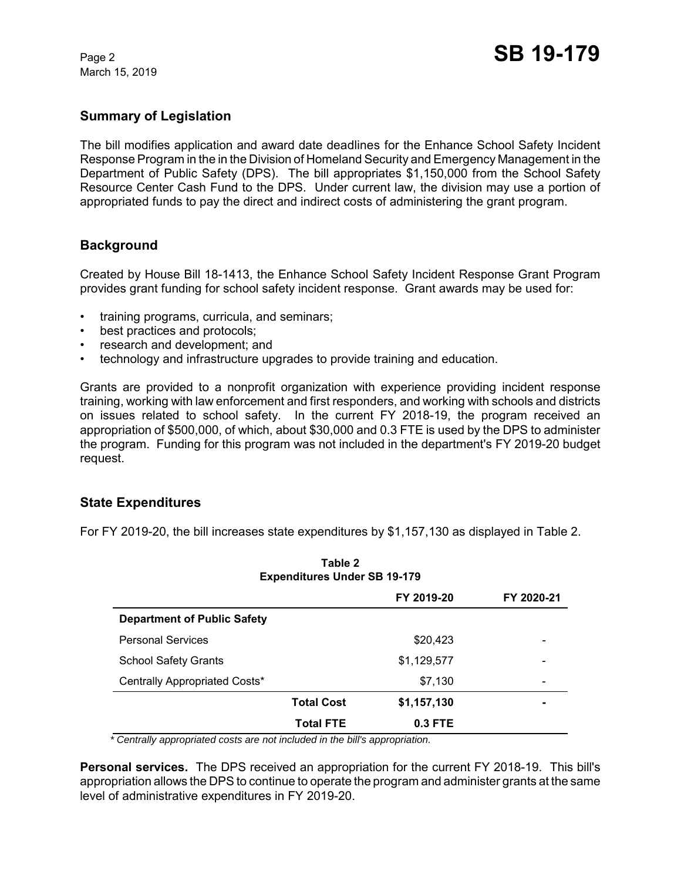## Summary of Legislation

The bill modifies application and award date deadlines for the Enhance School Safety Incident Response Program in the in the Division of Homeland Security and Emergency Management in the Department of Public Safety (DPS). The bill appropriates $1,150,000 from the School Safety Resource Center Cash Fund to the DPS. Under current law, the division may use a portion of appropriated funds to pay the direct and indirect costs of administering the grant program.

## Background

Created by House Bill 18-1413, the Enhance School Safety Incident Response Grant Program provides grant funding for school safety incident response. Grant awards may be used for:

- training programs, curricula, and seminars;
- best practices and protocols;
- research and development; and
- technology and infrastructure upgrades to provide training and education.

Grants are provided to a nonprofit organization with experience providing incident response training, working with law enforcement and first responders, and working with schools and districts on issues related to school safety. In the current FY 2018-19, the program received an appropriation of $500,000, of which, about $30,000 and 0.3 FTE is used by the DPS to administer the program. Funding for this program was not included in the department's FY 2019-20 budget request.

## State Expenditures

For FY 2019-20, the bill increases state expenditures by $1,157,130 as displayed in Table 2.

**Table 2**
**Expenditures Under SB 19-179**

| | FY 2019-20 | FY 2020-21 |
|---|---|---|
| **Department of Public Safety** | | |
| Personal Services | $20,423 | - |
| School Safety Grants | $1,129,577 | - |
| Centrally Appropriated Costs* | $7,130 | - |
| **Total Cost** | **$1,157,130** | **-** |
| **Total FTE** | **0.3 FTE** | |

*\* Centrally appropriated costs are not included in the bill's appropriation.*

**Personal services.** The DPS received an appropriation for the current FY 2018-19. This bill's appropriation allows the DPS to continue to operate the program and administer grants at the same level of administrative expenditures in FY 2019-20.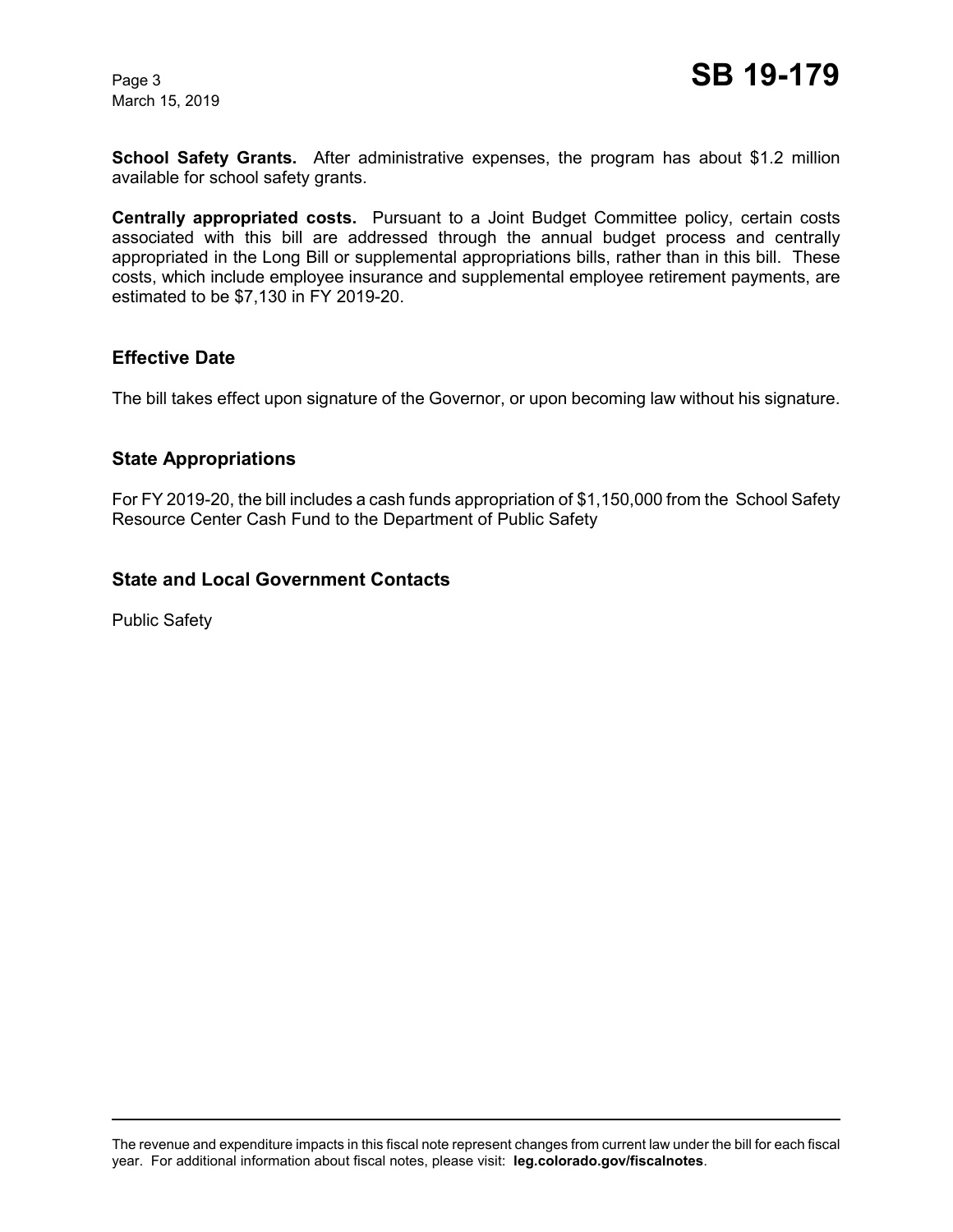**School Safety Grants.** After administrative expenses, the program has about $1.2 million available for school safety grants.

**Centrally appropriated costs.** Pursuant to a Joint Budget Committee policy, certain costs associated with this bill are addressed through the annual budget process and centrally appropriated in the Long Bill or supplemental appropriations bills, rather than in this bill. These costs, which include employee insurance and supplemental employee retirement payments, are estimated to be $7,130 in FY 2019-20.

## Effective Date

The bill takes effect upon signature of the Governor, or upon becoming law without his signature.

## State Appropriations

For FY 2019-20, the bill includes a cash funds appropriation of $1,150,000 from the School Safety Resource Center Cash Fund to the Department of Public Safety

## State and Local Government Contacts

Public Safety

The revenue and expenditure impacts in this fiscal note represent changes from current law under the bill for each fiscal year. For additional information about fiscal notes, please visit: **leg.colorado.gov/fiscalnotes**.